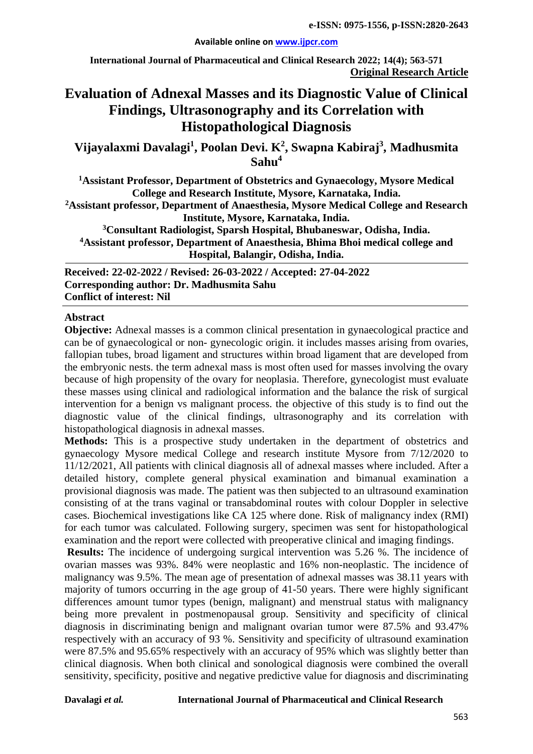**Original Research Article**

# Evaluation of Adnexal Masses and its Diagnostic Value of Clinical Findings, Ultrasonography and its Correlation with Histopathological Diagnosis

**Vijayalaxmi Davalagi[1], Poolan Devi. K[2], Swapna Kabiraj[3], Madhusmita Sahu[4]**

**[1]Assistant Professor, Department of Obstetrics and Gynaecology, Mysore Medical College and Research Institute, Mysore, Karnataka, India.**

**[2]Assistant professor, Department of Anaesthesia, Mysore Medical College and Research Institute, Mysore, Karnataka, India.**

**[3]Consultant Radiologist, Sparsh Hospital, Bhubaneswar, Odisha, India.**

**[4]Assistant professor, Department of Anaesthesia, Bhima Bhoi medical college and Hospital, Balangir, Odisha, India.**

**Received: 22-02-2022 / Revised: 26-03-2022 / Accepted: 27-04-2022**
**Corresponding author: Dr. Madhusmita Sahu**
**Conflict of interest: Nil**

## Abstract

**Objective:** Adnexal masses is a common clinical presentation in gynaecological practice and can be of gynaecological or non- gynecologic origin. it includes masses arising from ovaries, fallopian tubes, broad ligament and structures within broad ligament that are developed from the embryonic nests. the term adnexal mass is most often used for masses involving the ovary because of high propensity of the ovary for neoplasia. Therefore, gynecologist must evaluate these masses using clinical and radiological information and the balance the risk of surgical intervention for a benign vs malignant process. the objective of this study is to find out the diagnostic value of the clinical findings, ultrasonography and its correlation with histopathological diagnosis in adnexal masses.

**Methods:** This is a prospective study undertaken in the department of obstetrics and gynaecology Mysore medical College and research institute Mysore from 7/12/2020 to 11/12/2021, All patients with clinical diagnosis all of adnexal masses where included. After a detailed history, complete general physical examination and bimanual examination a provisional diagnosis was made. The patient was then subjected to an ultrasound examination consisting of at the trans vaginal or transabdominal routes with colour Doppler in selective cases. Biochemical investigations like CA 125 where done. Risk of malignancy index (RMI) for each tumor was calculated. Following surgery, specimen was sent for histopathological examination and the report were collected with preoperative clinical and imaging findings.

**Results:** The incidence of undergoing surgical intervention was 5.26 %. The incidence of ovarian masses was 93%. 84% were neoplastic and 16% non-neoplastic. The incidence of malignancy was 9.5%. The mean age of presentation of adnexal masses was 38.11 years with majority of tumors occurring in the age group of 41-50 years. There were highly significant differences amount tumor types (benign, malignant) and menstrual status with malignancy being more prevalent in postmenopausal group. Sensitivity and specificity of clinical diagnosis in discriminating benign and malignant ovarian tumor were 87.5% and 93.47% respectively with an accuracy of 93 %. Sensitivity and specificity of ultrasound examination were 87.5% and 95.65% respectively with an accuracy of 95% which was slightly better than clinical diagnosis. When both clinical and sonological diagnosis were combined the overall sensitivity, specificity, positive and negative predictive value for diagnosis and discriminating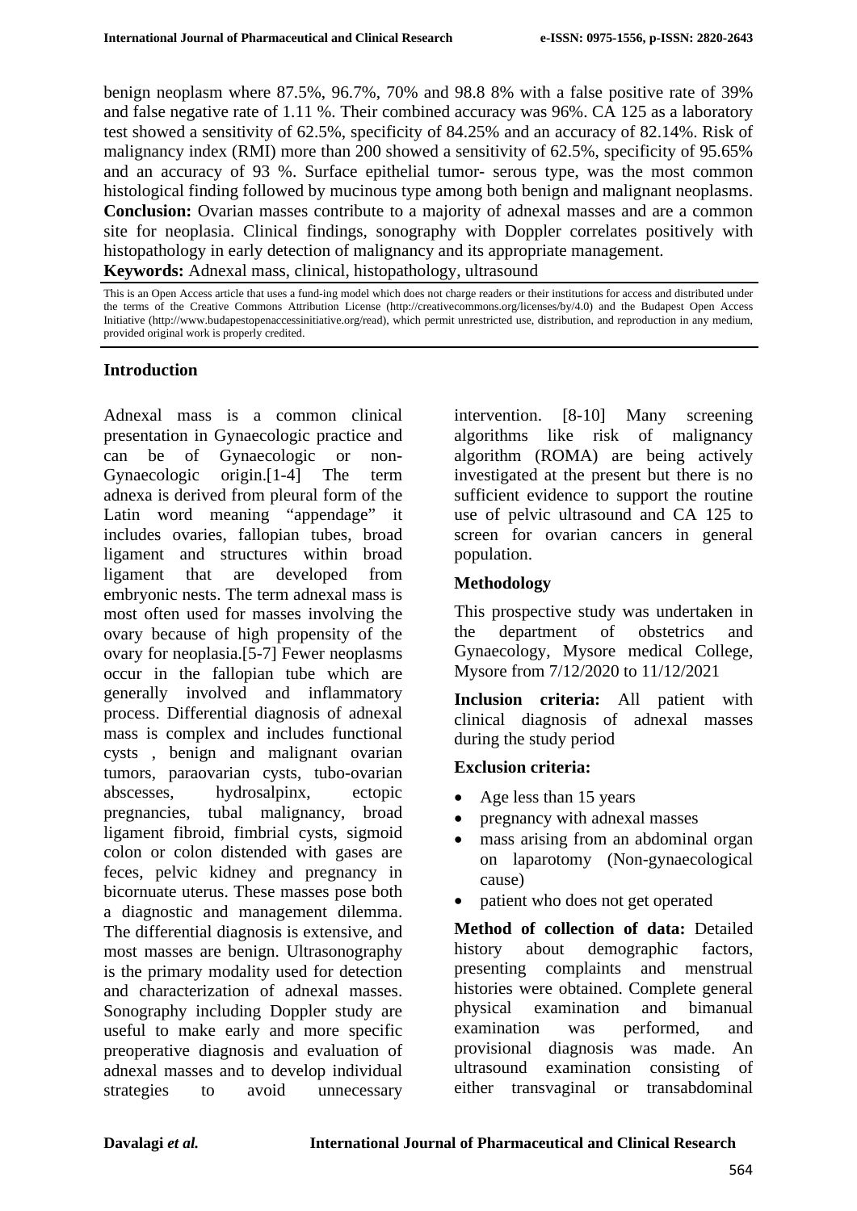benign neoplasm where 87.5%, 96.7%, 70% and 98.8 8% with a false positive rate of 39% and false negative rate of 1.11 %. Their combined accuracy was 96%. CA 125 as a laboratory test showed a sensitivity of 62.5%, specificity of 84.25% and an accuracy of 82.14%. Risk of malignancy index (RMI) more than 200 showed a sensitivity of 62.5%, specificity of 95.65% and an accuracy of 93 %. Surface epithelial tumor- serous type, was the most common histological finding followed by mucinous type among both benign and malignant neoplasms.
**Conclusion:** Ovarian masses contribute to a majority of adnexal masses and are a common site for neoplasia. Clinical findings, sonography with Doppler correlates positively with histopathology in early detection of malignancy and its appropriate management.
**Keywords:** Adnexal mass, clinical, histopathology, ultrasound

This is an Open Access article that uses a fund-ing model which does not charge readers or their institutions for access and distributed under the terms of the Creative Commons Attribution License (http://creativecommons.org/licenses/by/4.0) and the Budapest Open Access Initiative (http://www.budapestopenaccessinitiative.org/read), which permit unrestricted use, distribution, and reproduction in any medium, provided original work is properly credited.

## Introduction

Adnexal mass is a common clinical presentation in Gynaecologic practice and can be of Gynaecologic or non-Gynaecologic origin.[1-4] The term adnexa is derived from pleural form of the Latin word meaning "appendage" it includes ovaries, fallopian tubes, broad ligament and structures within broad ligament that are developed from embryonic nests. The term adnexal mass is most often used for masses involving the ovary because of high propensity of the ovary for neoplasia.[5-7] Fewer neoplasms occur in the fallopian tube which are generally involved and inflammatory process. Differential diagnosis of adnexal mass is complex and includes functional cysts , benign and malignant ovarian tumors, paraovarian cysts, tubo-ovarian abscesses, hydrosalpinx, ectopic pregnancies, tubal malignancy, broad ligament fibroid, fimbrial cysts, sigmoid colon or colon distended with gases are feces, pelvic kidney and pregnancy in bicornuate uterus. These masses pose both a diagnostic and management dilemma. The differential diagnosis is extensive, and most masses are benign. Ultrasonography is the primary modality used for detection and characterization of adnexal masses. Sonography including Doppler study are useful to make early and more specific preoperative diagnosis and evaluation of adnexal masses and to develop individual strategies to avoid unnecessary intervention. [8-10] Many screening algorithms like risk of malignancy algorithm (ROMA) are being actively investigated at the present but there is no sufficient evidence to support the routine use of pelvic ultrasound and CA 125 to screen for ovarian cancers in general population.

## Methodology

This prospective study was undertaken in the department of obstetrics and Gynaecology, Mysore medical College, Mysore from 7/12/2020 to 11/12/2021

**Inclusion criteria:** All patient with clinical diagnosis of adnexal masses during the study period

**Exclusion criteria:**

- Age less than 15 years
- pregnancy with adnexal masses
- mass arising from an abdominal organ on laparotomy (Non-gynaecological cause)
- patient who does not get operated

**Method of collection of data:** Detailed history about demographic factors, presenting complaints and menstrual histories were obtained. Complete general physical examination and bimanual examination was performed, and provisional diagnosis was made. An ultrasound examination consisting of either transvaginal or transabdominal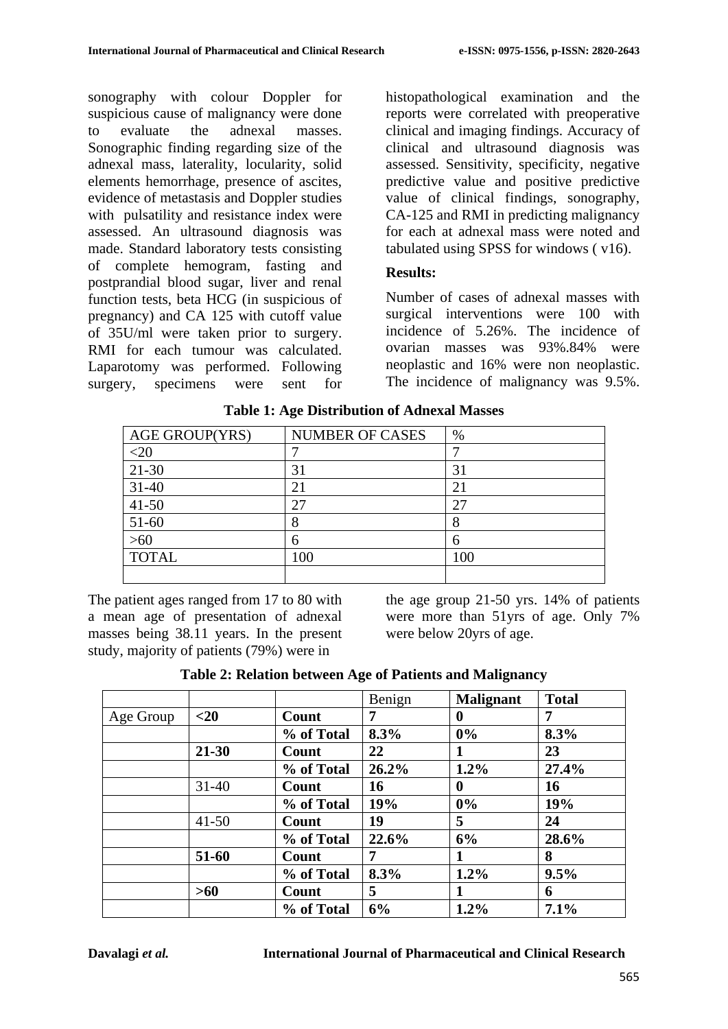sonography with colour Doppler for suspicious cause of malignancy were done to evaluate the adnexal masses. Sonographic finding regarding size of the adnexal mass, laterality, locularity, solid elements hemorrhage, presence of ascites, evidence of metastasis and Doppler studies with pulsatility and resistance index were assessed. An ultrasound diagnosis was made. Standard laboratory tests consisting of complete hemogram, fasting and postprandial blood sugar, liver and renal function tests, beta HCG (in suspicious of pregnancy) and CA 125 with cutoff value of 35U/ml were taken prior to surgery. RMI for each tumour was calculated. Laparotomy was performed. Following surgery, specimens were sent for histopathological examination and the reports were correlated with preoperative clinical and imaging findings. Accuracy of clinical and ultrasound diagnosis was assessed. Sensitivity, specificity, negative predictive value and positive predictive value of clinical findings, sonography, CA-125 and RMI in predicting malignancy for each at adnexal mass were noted and tabulated using SPSS for windows ( v16).

**Results:**

Number of cases of adnexal masses with surgical interventions were 100 with incidence of 5.26%. The incidence of ovarian masses was 93%.84% were neoplastic and 16% were non neoplastic. The incidence of malignancy was 9.5%.

**Table 1: Age Distribution of Adnexal Masses**

| AGE GROUP(YRS) | NUMBER OF CASES | % |
|---|---|---|
| <20 | 7 | 7 |
| 21-30 | 31 | 31 |
| 31-40 | 21 | 21 |
| 41-50 | 27 | 27 |
| 51-60 | 8 | 8 |
| >60 | 6 | 6 |
| TOTAL | 100 | 100 |
| | | |

The patient ages ranged from 17 to 80 with a mean age of presentation of adnexal masses being 38.11 years. In the present study, majority of patients (79%) were in the age group 21-50 yrs. 14% of patients were more than 51yrs of age. Only 7% were below 20yrs of age.

**Table 2: Relation between Age of Patients and Malignancy**

| | | | Benign | **Malignant** | **Total** |
|---|---|---|---|---|---|
| Age Group | **<20** | **Count** | **7** | **0** | **7** |
| | | **% of Total** | **8.3%** | **0%** | **8.3%** |
| | **21-30** | **Count** | **22** | **1** | **23** |
| | | **% of Total** | **26.2%** | **1.2%** | **27.4%** |
| | 31-40 | **Count** | **16** | **0** | **16** |
| | | **% of Total** | **19%** | **0%** | **19%** |
| | 41-50 | **Count** | **19** | **5** | **24** |
| | | **% of Total** | **22.6%** | **6%** | **28.6%** |
| | **51-60** | **Count** | **7** | **1** | **8** |
| | | **% of Total** | **8.3%** | **1.2%** | **9.5%** |
| | **>60** | **Count** | **5** | **1** | **6** |
| | | **% of Total** | **6%** | **1.2%** | **7.1%** |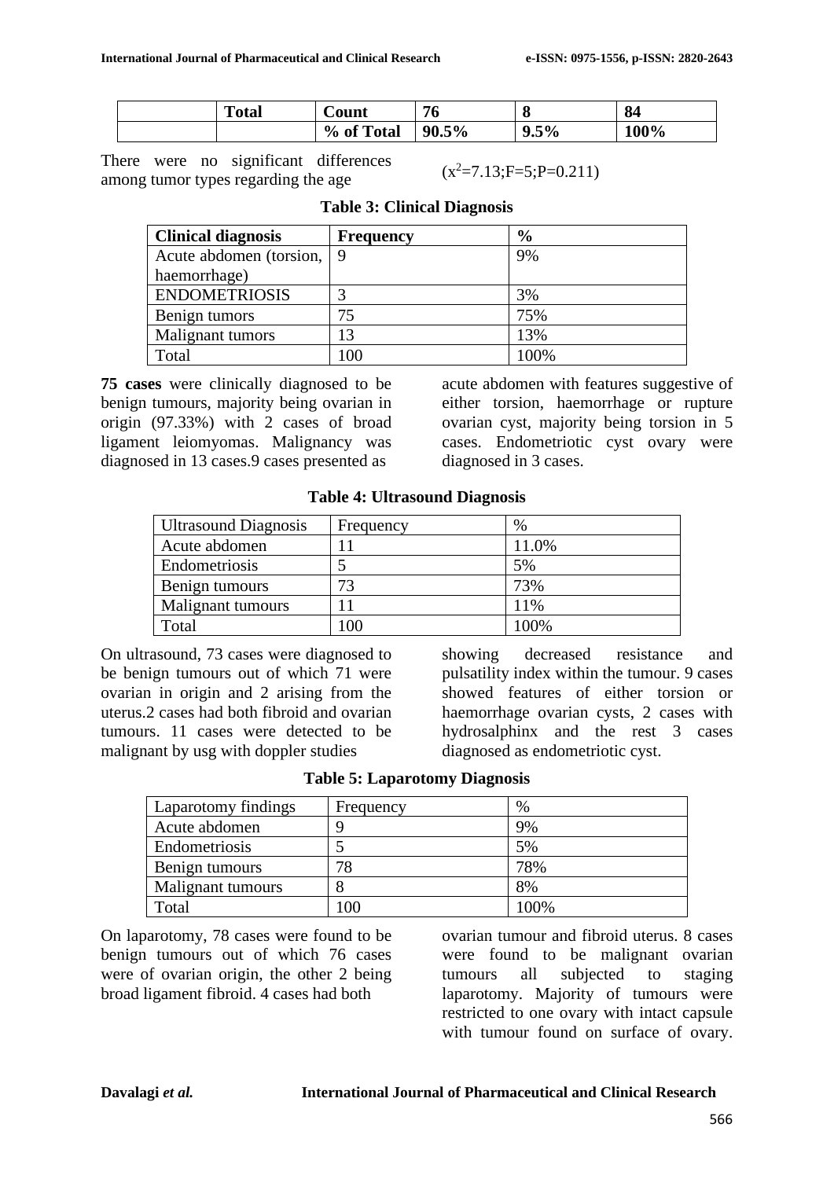|  | **Total** | **Count** | **76** | **8** | **84** |
|---|---|---|---|---|---|
|  |  | **% of Total** | **90.5%** | **9.5%** | **100%** |

There were no significant differences among tumor types regarding the age ($x^2$=7.13;F=5;P=0.211)

**Table 3: Clinical Diagnosis**

| **Clinical diagnosis** | **Frequency** | **%** |
|---|---|---|
| Acute abdomen (torsion, haemorrhage) | 9 | 9% |
| ENDOMETRIOSIS | 3 | 3% |
| Benign tumors | 75 | 75% |
| Malignant tumors | 13 | 13% |
| Total | 100 | 100% |

**75 cases** were clinically diagnosed to be benign tumours, majority being ovarian in origin (97.33%) with 2 cases of broad ligament leiomyomas. Malignancy was diagnosed in 13 cases.9 cases presented as acute abdomen with features suggestive of either torsion, haemorrhage or rupture ovarian cyst, majority being torsion in 5 cases. Endometriotic cyst ovary were diagnosed in 3 cases.

**Table 4: Ultrasound Diagnosis**

| Ultrasound Diagnosis | Frequency | % |
|---|---|---|
| Acute abdomen | 11 | 11.0% |
| Endometriosis | 5 | 5% |
| Benign tumours | 73 | 73% |
| Malignant tumours | 11 | 11% |
| Total | 100 | 100% |

On ultrasound, 73 cases were diagnosed to be benign tumours out of which 71 were ovarian in origin and 2 arising from the uterus.2 cases had both fibroid and ovarian tumours. 11 cases were detected to be malignant by usg with doppler studies showing decreased resistance and pulsatility index within the tumour. 9 cases showed features of either torsion or haemorrhage ovarian cysts, 2 cases with hydrosalphinx and the rest 3 cases diagnosed as endometriotic cyst.

**Table 5: Laparotomy Diagnosis**

| Laparotomy findings | Frequency | % |
|---|---|---|
| Acute abdomen | 9 | 9% |
| Endometriosis | 5 | 5% |
| Benign tumours | 78 | 78% |
| Malignant tumours | 8 | 8% |
| Total | 100 | 100% |

On laparotomy, 78 cases were found to be benign tumours out of which 76 cases were of ovarian origin, the other 2 being broad ligament fibroid. 4 cases had both ovarian tumour and fibroid uterus. 8 cases were found to be malignant ovarian tumours all subjected to staging laparotomy. Majority of tumours were restricted to one ovary with intact capsule with tumour found on surface of ovary.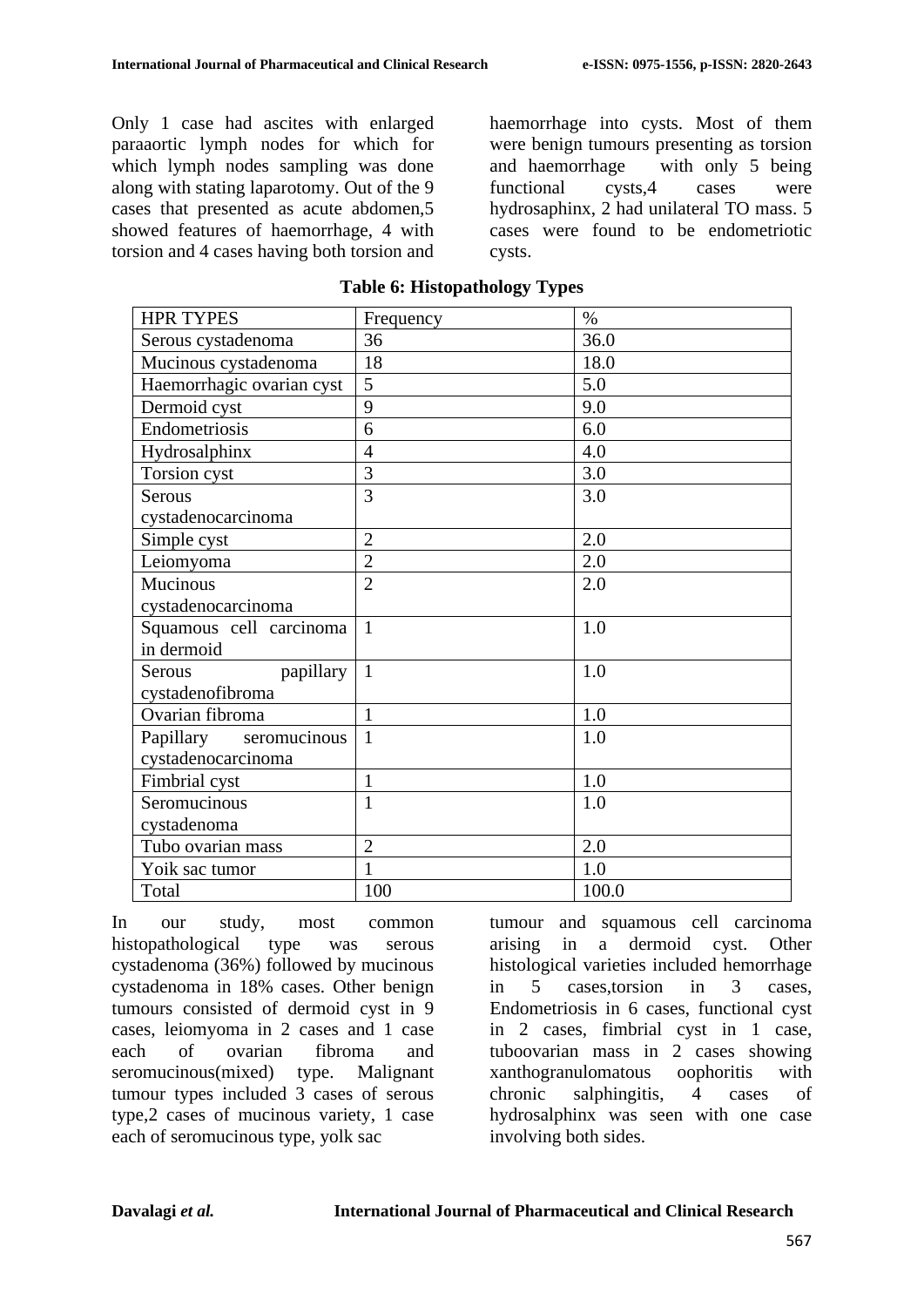Only 1 case had ascites with enlarged paraaortic lymph nodes for which for which lymph nodes sampling was done along with stating laparotomy. Out of the 9 cases that presented as acute abdomen,5 showed features of haemorrhage, 4 with torsion and 4 cases having both torsion and haemorrhage into cysts. Most of them were benign tumours presenting as torsion and haemorrhage with only 5 being functional cysts,4 cases were hydrosaphinx, 2 had unilateral TO mass. 5 cases were found to be endometriotic cysts.

**Table 6: Histopathology Types**

| HPR TYPES | Frequency | % |
|---|---|---|
| Serous cystadenoma | 36 | 36.0 |
| Mucinous cystadenoma | 18 | 18.0 |
| Haemorrhagic ovarian cyst | 5 | 5.0 |
| Dermoid cyst | 9 | 9.0 |
| Endometriosis | 6 | 6.0 |
| Hydrosalphinx | 4 | 4.0 |
| Torsion cyst | 3 | 3.0 |
| Serous cystadenocarcinoma | 3 | 3.0 |
| Simple cyst | 2 | 2.0 |
| Leiomyoma | 2 | 2.0 |
| Mucinous cystadenocarcinoma | 2 | 2.0 |
| Squamous cell carcinoma in dermoid | 1 | 1.0 |
| Serous papillary cystadenofibroma | 1 | 1.0 |
| Ovarian fibroma | 1 | 1.0 |
| Papillary seromucinous cystadenocarcinoma | 1 | 1.0 |
| Fimbrial cyst | 1 | 1.0 |
| Seromucinous cystadenoma | 1 | 1.0 |
| Tubo ovarian mass | 2 | 2.0 |
| Yoik sac tumor | 1 | 1.0 |
| Total | 100 | 100.0 |

In our study, most common histopathological type was serous cystadenoma (36%) followed by mucinous cystadenoma in 18% cases. Other benign tumours consisted of dermoid cyst in 9 cases, leiomyoma in 2 cases and 1 case each of ovarian fibroma and seromucinous(mixed) type. Malignant tumour types included 3 cases of serous type,2 cases of mucinous variety, 1 case each of seromucinous type, yolk sac tumour and squamous cell carcinoma arising in a dermoid cyst. Other histological varieties included hemorrhage in 5 cases,torsion in 3 cases, Endometriosis in 6 cases, functional cyst in 2 cases, fimbrial cyst in 1 case, tuboovarian mass in 2 cases showing xanthogranulomatous oophoritis with chronic salphingitis, 4 cases of hydrosalphinx was seen with one case involving both sides.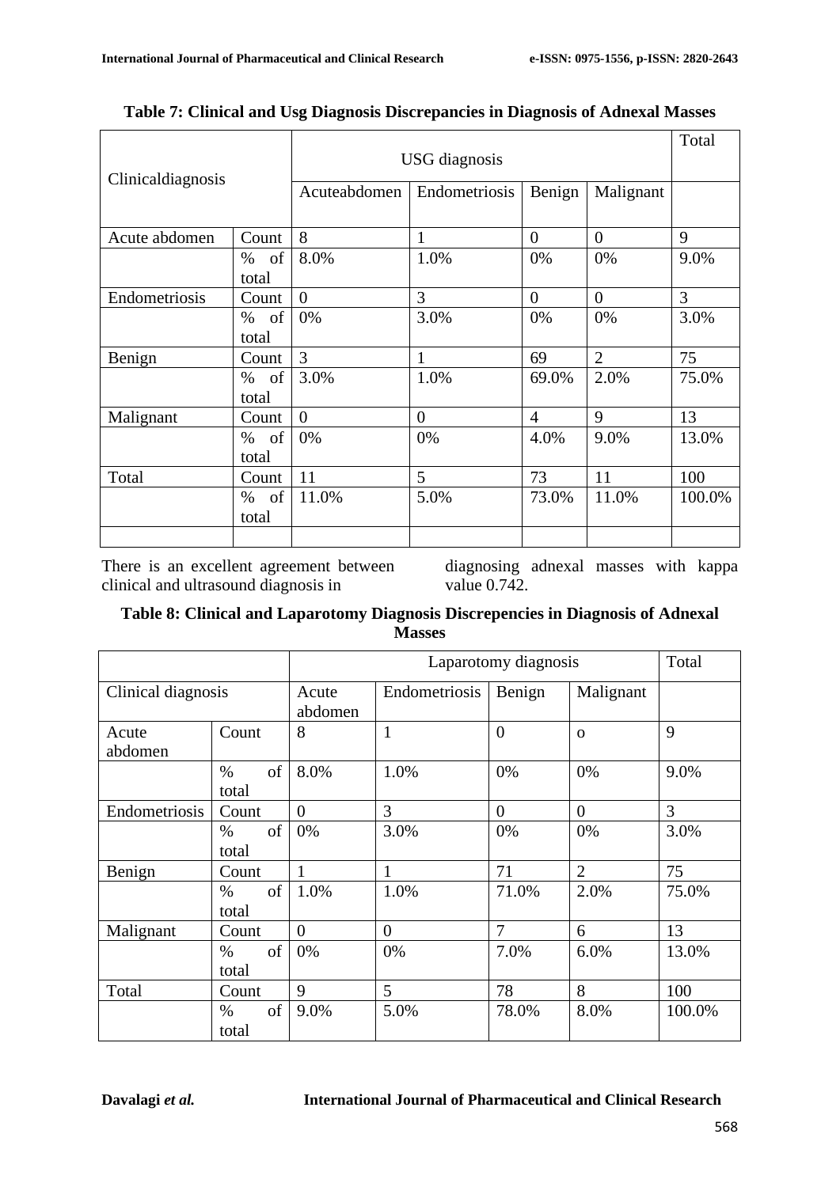**Table 7: Clinical and Usg Diagnosis Discrepancies in Diagnosis of Adnexal Masses**

| Clinicaldiagnosis | | USG diagnosis | | | | Total |
|---|---|---|---|---|---|---|
| | | Acuteabdomen | Endometriosis | Benign | Malignant | |
| Acute abdomen | Count | 8 | 1 | 0 | 0 | 9 |
| | % of total | 8.0% | 1.0% | 0% | 0% | 9.0% |
| Endometriosis | Count | 0 | 3 | 0 | 0 | 3 |
| | % of total | 0% | 3.0% | 0% | 0% | 3.0% |
| Benign | Count | 3 | 1 | 69 | 2 | 75 |
| | % of total | 3.0% | 1.0% | 69.0% | 2.0% | 75.0% |
| Malignant | Count | 0 | 0 | 4 | 9 | 13 |
| | % of total | 0% | 0% | 4.0% | 9.0% | 13.0% |
| Total | Count | 11 | 5 | 73 | 11 | 100 |
| | % of total | 11.0% | 5.0% | 73.0% | 11.0% | 100.0% |

There is an excellent agreement between clinical and ultrasound diagnosis in diagnosing adnexal masses with kappa value 0.742.

**Table 8: Clinical and Laparotomy Diagnosis Discrepencies in Diagnosis of Adnexal Masses**

| | | Laparotomy diagnosis | | | | Total |
|---|---|---|---|---|---|---|
| Clinical diagnosis | | Acute abdomen | Endometriosis | Benign | Malignant | |
| Acute abdomen | Count | 8 | 1 | 0 | o | 9 |
| | % of total | 8.0% | 1.0% | 0% | 0% | 9.0% |
| Endometriosis | Count | 0 | 3 | 0 | 0 | 3 |
| | % of total | 0% | 3.0% | 0% | 0% | 3.0% |
| Benign | Count | 1 | 1 | 71 | 2 | 75 |
| | % of total | 1.0% | 1.0% | 71.0% | 2.0% | 75.0% |
| Malignant | Count | 0 | 0 | 7 | 6 | 13 |
| | % of total | 0% | 0% | 7.0% | 6.0% | 13.0% |
| Total | Count | 9 | 5 | 78 | 8 | 100 |
| | % of total | 9.0% | 5.0% | 78.0% | 8.0% | 100.0% |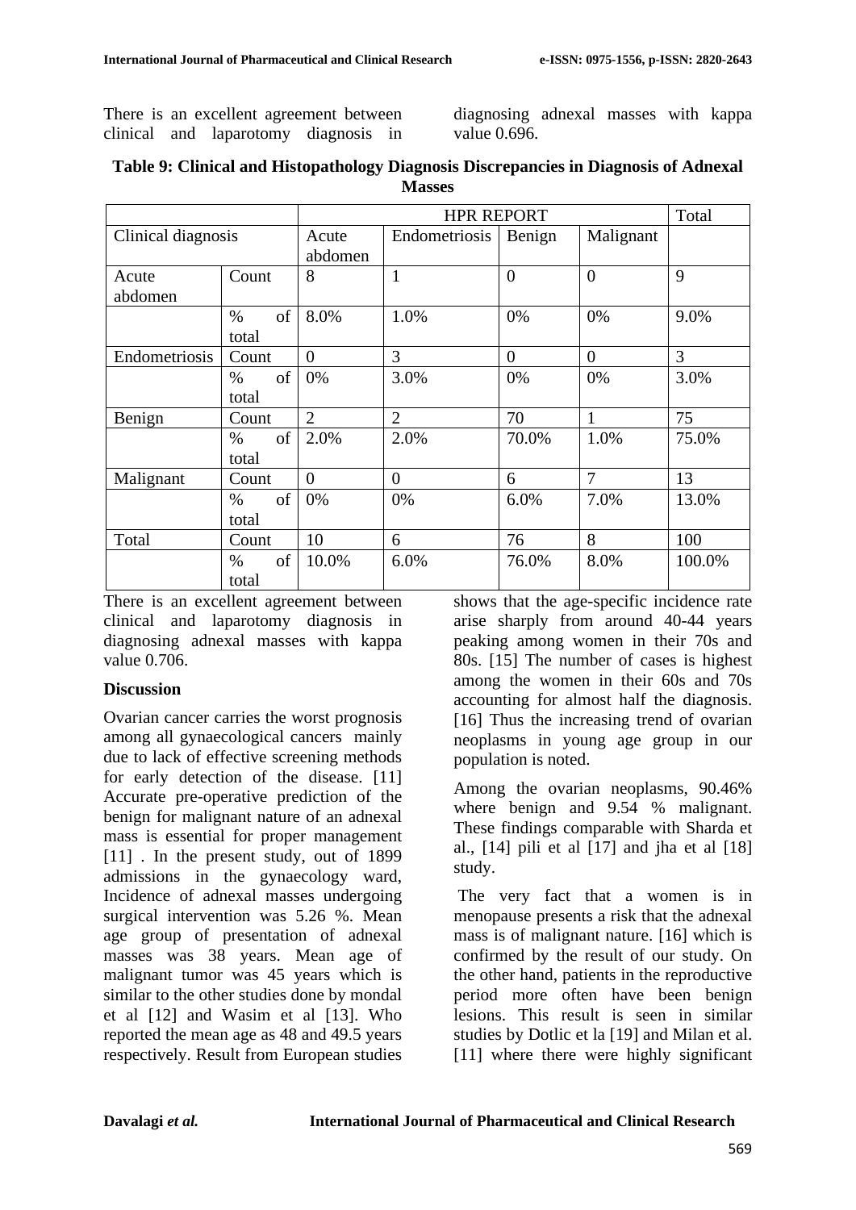There is an excellent agreement between clinical and laparotomy diagnosis in diagnosing adnexal masses with kappa value 0.696.

**Table 9: Clinical and Histopathology Diagnosis Discrepancies in Diagnosis of Adnexal Masses**

| | | HPR REPORT | | | | Total |
|---|---|---|---|---|---|---|
| Clinical diagnosis | | Acute abdomen | Endometriosis | Benign | Malignant | |
| Acute abdomen | Count | 8 | 1 | 0 | 0 | 9 |
| | % of total | 8.0% | 1.0% | 0% | 0% | 9.0% |
| Endometriosis | Count | 0 | 3 | 0 | 0 | 3 |
| | % of total | 0% | 3.0% | 0% | 0% | 3.0% |
| Benign | Count | 2 | 2 | 70 | 1 | 75 |
| | % of total | 2.0% | 2.0% | 70.0% | 1.0% | 75.0% |
| Malignant | Count | 0 | 0 | 6 | 7 | 13 |
| | % of total | 0% | 0% | 6.0% | 7.0% | 13.0% |
| Total | Count | 10 | 6 | 76 | 8 | 100 |
| | % of total | 10.0% | 6.0% | 76.0% | 8.0% | 100.0% |

There is an excellent agreement between clinical and laparotomy diagnosis in diagnosing adnexal masses with kappa value 0.706.

**Discussion**

Ovarian cancer carries the worst prognosis among all gynaecological cancers mainly due to lack of effective screening methods for early detection of the disease. [11] Accurate pre-operative prediction of the benign for malignant nature of an adnexal mass is essential for proper management [11] . In the present study, out of 1899 admissions in the gynaecology ward, Incidence of adnexal masses undergoing surgical intervention was 5.26 %. Mean age group of presentation of adnexal masses was 38 years. Mean age of malignant tumor was 45 years which is similar to the other studies done by mondal et al [12] and Wasim et al [13]. Who reported the mean age as 48 and 49.5 years respectively. Result from European studies shows that the age-specific incidence rate arise sharply from around 40-44 years peaking among women in their 70s and 80s. [15] The number of cases is highest among the women in their 60s and 70s accounting for almost half the diagnosis. [16] Thus the increasing trend of ovarian neoplasms in young age group in our population is noted.

Among the ovarian neoplasms, 90.46% where benign and 9.54 % malignant. These findings comparable with Sharda et al., [14] pili et al [17] and jha et al [18] study.

The very fact that a women is in menopause presents a risk that the adnexal mass is of malignant nature. [16] which is confirmed by the result of our study. On the other hand, patients in the reproductive period more often have been benign lesions. This result is seen in similar studies by Dotlic et la [19] and Milan et al. [11] where there were highly significant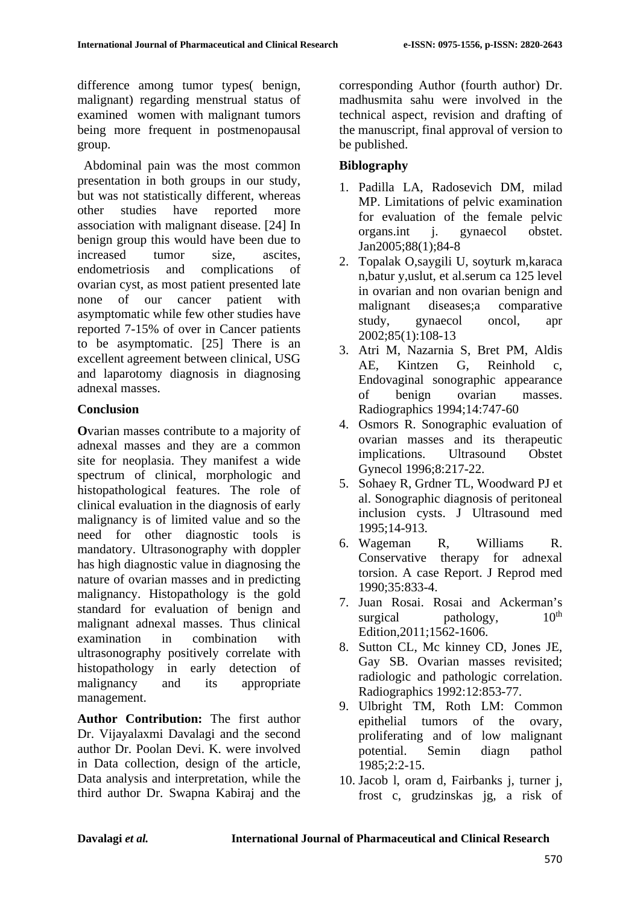difference among tumor types( benign, malignant) regarding menstrual status of examined women with malignant tumors being more frequent in postmenopausal group.

Abdominal pain was the most common presentation in both groups in our study, but was not statistically different, whereas other studies have reported more association with malignant disease. [24] In benign group this would have been due to increased tumor size, ascites, endometriosis and complications of ovarian cyst, as most patient presented late none of our cancer patient with asymptomatic while few other studies have reported 7-15% of over in Cancer patients to be asymptomatic. [25] There is an excellent agreement between clinical, USG and laparotomy diagnosis in diagnosing adnexal masses.

## Conclusion

**O**varian masses contribute to a majority of adnexal masses and they are a common site for neoplasia. They manifest a wide spectrum of clinical, morphologic and histopathological features. The role of clinical evaluation in the diagnosis of early malignancy is of limited value and so the need for other diagnostic tools is mandatory. Ultrasonography with doppler has high diagnostic value in diagnosing the nature of ovarian masses and in predicting malignancy. Histopathology is the gold standard for evaluation of benign and malignant adnexal masses. Thus clinical examination in combination with ultrasonography positively correlate with histopathology in early detection of malignancy and its appropriate management.

**Author Contribution:** The first author Dr. Vijayalaxmi Davalagi and the second author Dr. Poolan Devi. K. were involved in Data collection, design of the article, Data analysis and interpretation, while the third author Dr. Swapna Kabiraj and the corresponding Author (fourth author) Dr. madhusmita sahu were involved in the technical aspect, revision and drafting of the manuscript, final approval of version to be published.

## Biblography

1. Padilla LA, Radosevich DM, milad MP. Limitations of pelvic examination for evaluation of the female pelvic organs.int j. gynaecol obstet. Jan2005;88(1);84-8
2. Topalak O,saygili U, soyturk m,karaca n,batur y,uslut, et al.serum ca 125 level in ovarian and non ovarian benign and malignant diseases;a comparative study, gynaecol oncol, apr 2002;85(1):108-13
3. Atri M, Nazarnia S, Bret PM, Aldis AE, Kintzen G, Reinhold c, Endovaginal sonographic appearance of benign ovarian masses. Radiographics 1994;14:747-60
4. Osmors R. Sonographic evaluation of ovarian masses and its therapeutic implications. Ultrasound Obstet Gynecol 1996;8:217-22.
5. Sohaey R, Grdner TL, Woodward PJ et al. Sonographic diagnosis of peritoneal inclusion cysts. J Ultrasound med 1995;14-913.
6. Wageman R, Williams R. Conservative therapy for adnexal torsion. A case Report. J Reprod med 1990;35:833-4.
7. Juan Rosai. Rosai and Ackerman's surgical pathology, 10th Edition,2011;1562-1606.
8. Sutton CL, Mc kinney CD, Jones JE, Gay SB. Ovarian masses revisited; radiologic and pathologic correlation. Radiographics 1992:12:853-77.
9. Ulbright TM, Roth LM: Common epithelial tumors of the ovary, proliferating and of low malignant potential. Semin diagn pathol 1985;2:2-15.
10. Jacob l, oram d, Fairbanks j, turner j, frost c, grudzinskas jg, a risk of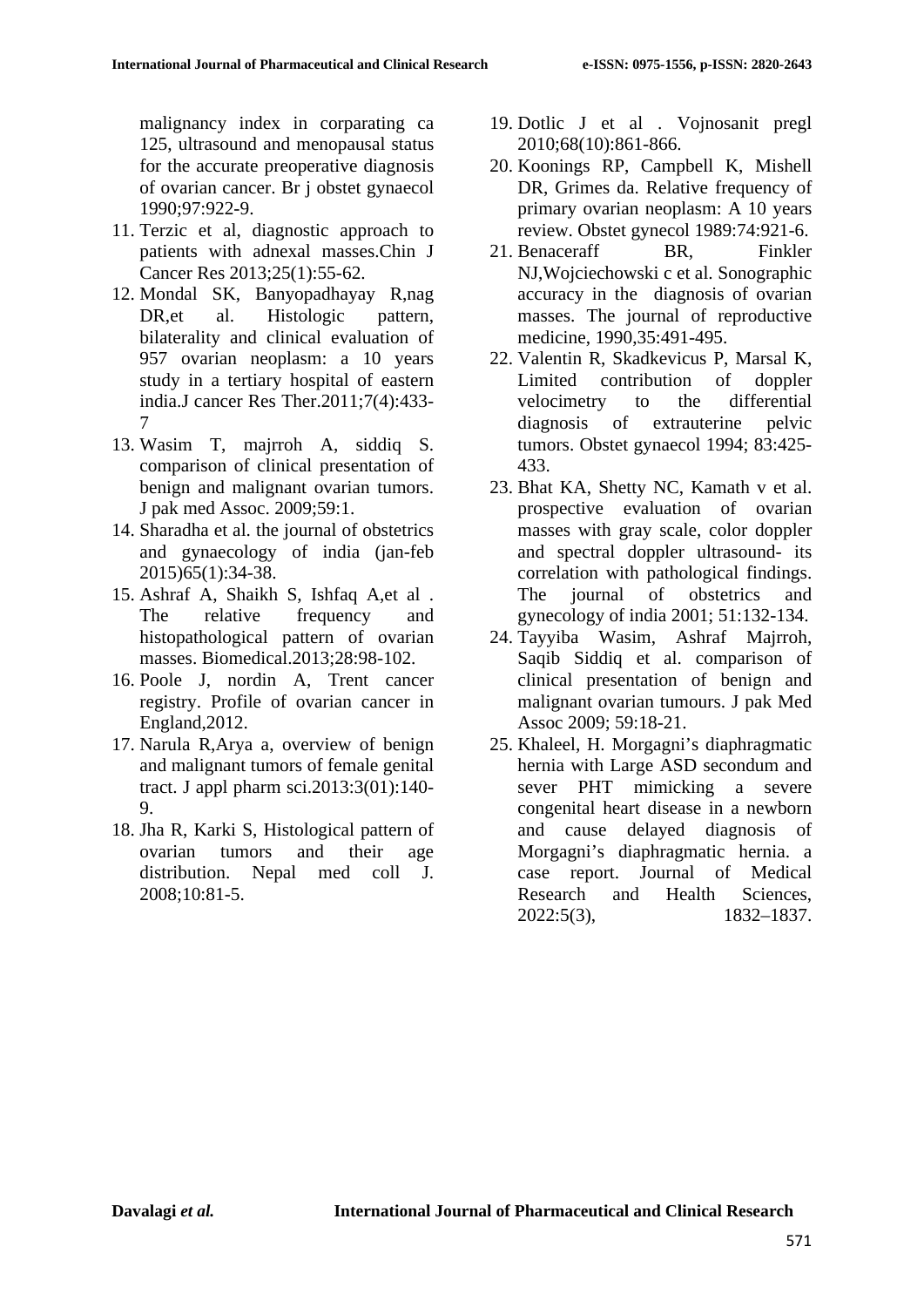malignancy index in corparating ca 125, ultrasound and menopausal status for the accurate preoperative diagnosis of ovarian cancer. Br j obstet gynaecol 1990;97:922-9.

11. Terzic et al, diagnostic approach to patients with adnexal masses.Chin J Cancer Res 2013;25(1):55-62.
12. Mondal SK, Banyopadhayay R,nag DR,et al. Histologic pattern, bilaterality and clinical evaluation of 957 ovarian neoplasm: a 10 years study in a tertiary hospital of eastern india.J cancer Res Ther.2011;7(4):433-7
13. Wasim T, majrroh A, siddiq S. comparison of clinical presentation of benign and malignant ovarian tumors. J pak med Assoc. 2009;59:1.
14. Sharadha et al. the journal of obstetrics and gynaecology of india (jan-feb 2015)65(1):34-38.
15. Ashraf A, Shaikh S, Ishfaq A,et al . The relative frequency and histopathological pattern of ovarian masses. Biomedical.2013;28:98-102.
16. Poole J, nordin A, Trent cancer registry. Profile of ovarian cancer in England,2012.
17. Narula R,Arya a, overview of benign and malignant tumors of female genital tract. J appl pharm sci.2013:3(01):140-9.
18. Jha R, Karki S, Histological pattern of ovarian tumors and their age distribution. Nepal med coll J. 2008;10:81-5.
19. Dotlic J et al . Vojnosanit pregl 2010;68(10):861-866.
20. Koonings RP, Campbell K, Mishell DR, Grimes da. Relative frequency of primary ovarian neoplasm: A 10 years review. Obstet gynecol 1989:74:921-6.
21. Benaceraff BR, Finkler NJ,Wojciechowski c et al. Sonographic accuracy in the diagnosis of ovarian masses. The journal of reproductive medicine, 1990,35:491-495.
22. Valentin R, Skadkevicus P, Marsal K, Limited contribution of doppler velocimetry to the differential diagnosis of extrauterine pelvic tumors. Obstet gynaecol 1994; 83:425-433.
23. Bhat KA, Shetty NC, Kamath v et al. prospective evaluation of ovarian masses with gray scale, color doppler and spectral doppler ultrasound- its correlation with pathological findings. The journal of obstetrics and gynecology of india 2001; 51:132-134.
24. Tayyiba Wasim, Ashraf Majrroh, Saqib Siddiq et al. comparison of clinical presentation of benign and malignant ovarian tumours. J pak Med Assoc 2009; 59:18-21.
25. Khaleel, H. Morgagni's diaphragmatic hernia with Large ASD secondum and sever PHT mimicking a severe congenital heart disease in a newborn and cause delayed diagnosis of Morgagni's diaphragmatic hernia. a case report. Journal of Medical Research and Health Sciences, 2022:5(3), 1832–1837.